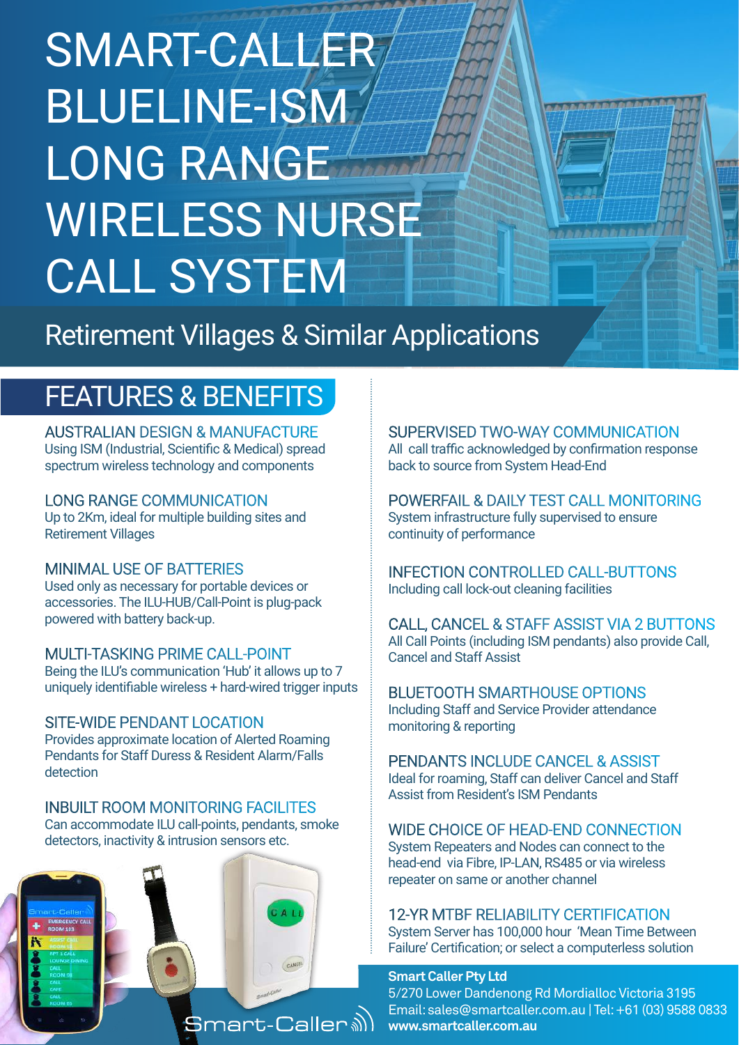# SMART-CALLER BLUELINE-ISM LONG RANGE WIRELESS NURSE CALL SYSTEM

Retirement Villages & Similar Applications

## FEATURES & BENEFITS

### AUSTRALIAN DESIGN & MANUFACTURE
Using ISM (Industrial, Scientific & Medical) spread spectrum wireless technology and components

### LONG RANGE COMMUNICATION
Up to 2Km, ideal for multiple building sites and Retirement Villages

### MINIMAL USE OF BATTERIES
Used only as necessary for portable devices or accessories. The ILU-HUB/Call-Point is plug-pack powered with battery back-up.

### MULTI-TASKING PRIME CALL-POINT
Being the ILU's communication 'Hub' it allows up to 7 uniquely identifiable wireless + hard-wired trigger inputs

### SITE-WIDE PENDANT LOCATION
Provides approximate location of Alerted Roaming Pendants for Staff Duress & Resident Alarm/Falls detection

### INBUILT ROOM MONITORING FACILITES
Can accommodate ILU call-points, pendants, smoke detectors, inactivity & intrusion sensors etc.

### SUPERVISED TWO-WAY COMMUNICATION
All call traffic acknowledged by confirmation response back to source from System Head-End

### POWERFAIL & DAILY TEST CALL MONITORING
System infrastructure fully supervised to ensure continuity of performance

### INFECTION CONTROLLED CALL-BUTTONS
Including call lock-out cleaning facilities

### CALL, CANCEL & STAFF ASSIST VIA 2 BUTTONS
All Call Points (including ISM pendants) also provide Call, Cancel and Staff Assist

### BLUETOOTH SMARTHOUSE OPTIONS
Including Staff and Service Provider attendance monitoring & reporting

### PENDANTS INCLUDE CANCEL & ASSIST
Ideal for roaming, Staff can deliver Cancel and Staff Assist from Resident's ISM Pendants

### WIDE CHOICE OF HEAD-END CONNECTION
System Repeaters and Nodes can connect to the head-end via Fibre, IP-LAN, RS485 or via wireless repeater on same or another channel

### 12-YR MTBF RELIABILITY CERTIFICATION
System Server has 100,000 hour 'Mean Time Between Failure' Certification; or select a computerless solution

Smart-Caller

**Smart Caller Pty Ltd**
5/270 Lower Dandenong Rd Mordialloc Victoria 3195
Email: sales@smartcaller.com.au | Tel: +61 (03) 9588 0833
**www.smartcaller.com.au**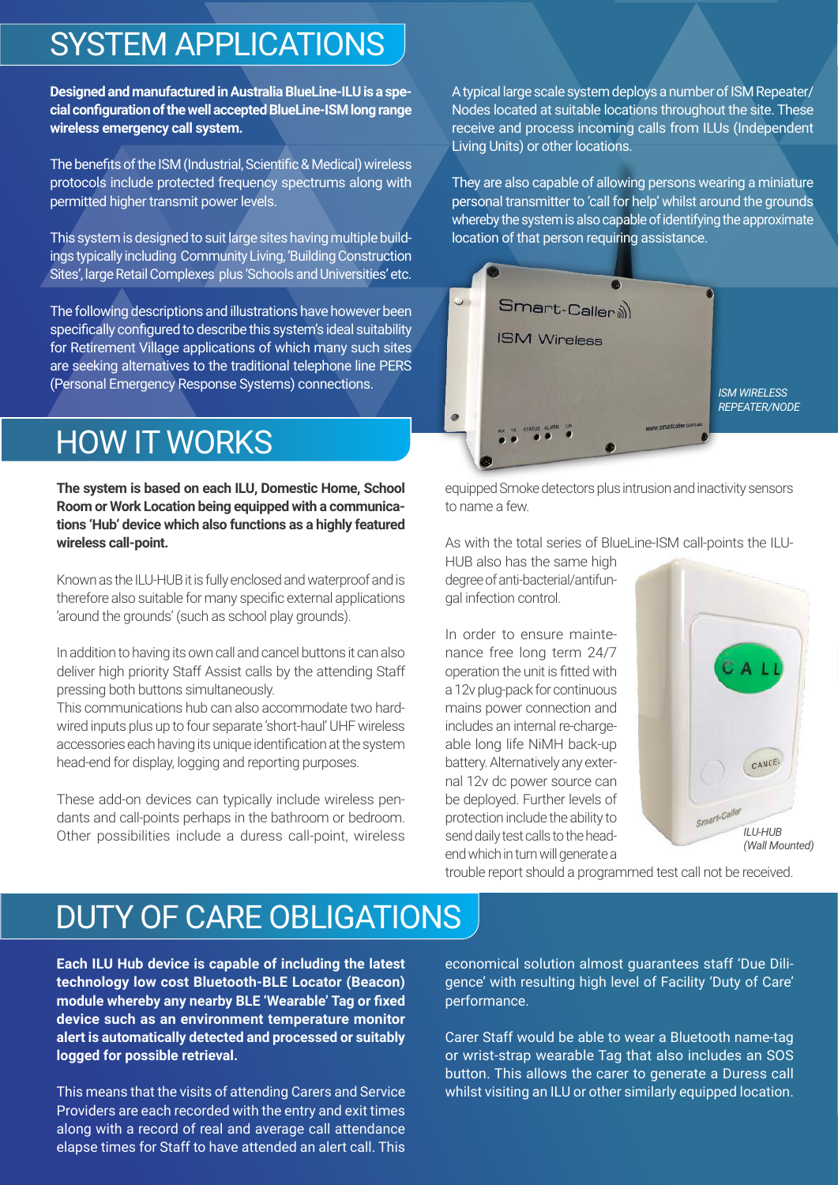# SYSTEM APPLICATIONS

**Designed and manufactured in Australia BlueLine-ILU is a special configuration of the well accepted BlueLine-ISM long range wireless emergency call system.**

The benefits of the ISM (Industrial, Scientific & Medical) wireless protocols include protected frequency spectrums along with permitted higher transmit power levels.

This system is designed to suit large sites having multiple buildings typically including Community Living, 'Building Construction Sites', large Retail Complexes plus 'Schools and Universities' etc.

The following descriptions and illustrations have however been specifically configured to describe this system's ideal suitability for Retirement Village applications of which many such sites are seeking alternatives to the traditional telephone line PERS (Personal Emergency Response Systems) connections.

A typical large scale system deploys a number of ISM Repeater/Nodes located at suitable locations throughout the site. These receive and process incoming calls from ILUs (Independent Living Units) or other locations.

They are also capable of allowing persons wearing a miniature personal transmitter to 'call for help' whilst around the grounds whereby the system is also capable of identifying the approximate location of that person requiring assistance.

*ISM WIRELESS REPEATER/NODE*

# HOW IT WORKS

**The system is based on each ILU, Domestic Home, School Room or Work Location being equipped with a communications 'Hub' device which also functions as a highly featured wireless call-point.**

Known as the ILU-HUB it is fully enclosed and waterproof and is therefore also suitable for many specific external applications 'around the grounds' (such as school play grounds).

In addition to having its own call and cancel buttons it can also deliver high priority Staff Assist calls by the attending Staff pressing both buttons simultaneously.
This communications hub can also accommodate two hard-wired inputs plus up to four separate 'short-haul' UHF wireless accessories each having its unique identification at the system head-end for display, logging and reporting purposes.

These add-on devices can typically include wireless pendants and call-points perhaps in the bathroom or bedroom. Other possibilities include a duress call-point, wireless equipped Smoke detectors plus intrusion and inactivity sensors to name a few.

As with the total series of BlueLine-ISM call-points the ILU-HUB also has the same high degree of anti-bacterial/antifungal infection control.

In order to ensure maintenance free long term 24/7 operation the unit is fitted with a 12v plug-pack for continuous mains power connection and includes an internal re-chargeable long life NiMH back-up battery. Alternatively any external 12v dc power source can be deployed. Further levels of protection include the ability to send daily test calls to the head-end which in turn will generate a trouble report should a programmed test call not be received.

*ILU-HUB (Wall Mounted)*

# DUTY OF CARE OBLIGATIONS

**Each ILU Hub device is capable of including the latest technology low cost Bluetooth-BLE Locator (Beacon) module whereby any nearby BLE 'Wearable' Tag or fixed device such as an environment temperature monitor alert is automatically detected and processed or suitably logged for possible retrieval.**

This means that the visits of attending Carers and Service Providers are each recorded with the entry and exit times along with a record of real and average call attendance elapse times for Staff to have attended an alert call. This economical solution almost guarantees staff 'Due Diligence' with resulting high level of Facility 'Duty of Care' performance.

Carer Staff would be able to wear a Bluetooth name-tag or wrist-strap wearable Tag that also includes an SOS button. This allows the carer to generate a Duress call whilst visiting an ILU or other similarly equipped location.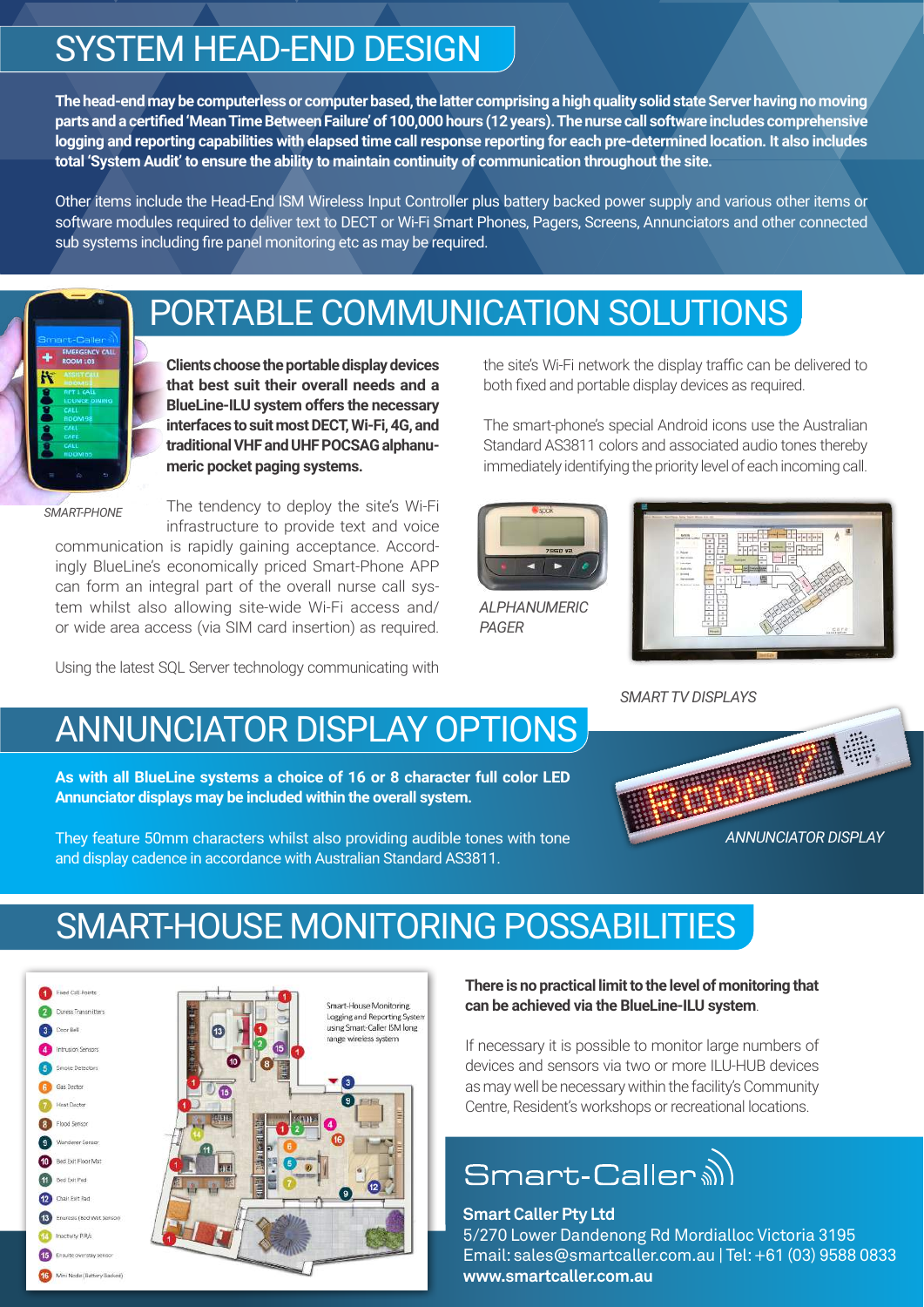## SYSTEM HEAD-END DESIGN

**The head-end may be computerless or computer based, the latter comprising a high quality solid state Server having no moving parts and a certified 'Mean Time Between Failure' of 100,000 hours (12 years). The nurse call software includes comprehensive logging and reporting capabilities with elapsed time call response reporting for each pre-determined location. It also includes total 'System Audit' to ensure the ability to maintain continuity of communication throughout the site.**

Other items include the Head-End ISM Wireless Input Controller plus battery backed power supply and various other items or software modules required to deliver text to DECT or Wi-Fi Smart Phones, Pagers, Screens, Annunciators and other connected sub systems including fire panel monitoring etc as may be required.

## PORTABLE COMMUNICATION SOLUTIONS

*SMART-PHONE*

**Clients choose the portable display devices that best suit their overall needs and a BlueLine-ILU system offers the necessary interfaces to suit most DECT, Wi-Fi, 4G, and traditional VHF and UHF POCSAG alphanumeric pocket paging systems.**

The tendency to deploy the site's Wi-Fi infrastructure to provide text and voice communication is rapidly gaining acceptance. Accordingly BlueLine's economically priced Smart-Phone APP can form an integral part of the overall nurse call system whilst also allowing site-wide Wi-Fi access and/or wide area access (via SIM card insertion) as required.

Using the latest SQL Server technology communicating with the site's Wi-Fi network the display traffic can be delivered to both fixed and portable display devices as required.

The smart-phone's special Android icons use the Australian Standard AS3811 colors and associated audio tones thereby immediately identifying the priority level of each incoming call.

*ALPHANUMERIC PAGER*

*SMART TV DISPLAYS*

## ANNUNCIATOR DISPLAY OPTIONS

**As with all BlueLine systems a choice of 16 or 8 character full color LED Annunciator displays may be included within the overall system.**

They feature 50mm characters whilst also providing audible tones with tone and display cadence in accordance with Australian Standard AS3811.

*ANNUNCIATOR DISPLAY*

## SMART-HOUSE MONITORING POSSABILITIES

Smart-House Monitoring, Logging and Reporting System using Smart-Caller ISM long range wireless system

1. Fixed Call Points
2. Duress Transmitters
3. Door Bell
4. Intrusion Sensors
5. Smoke Detectors
6. Gas Dector
7. Heat Dector
8. Flood Sensor
9. Wanderer Sensor
10. Bed Exit Floor Mat
11. Bed Exit Pad
12. Chair Exit Pad
13. Enuresis (Bed Wet Sensor)
14. Inactivity PIR's
15. Ensuite overstay sensor
16. Mini Node (Battery Backed)

**There is no practical limit to the level of monitoring that can be achieved via the BlueLine-ILU system**.

If necessary it is possible to monitor large numbers of devices and sensors via two or more ILU-HUB devices as may well be necessary within the facility's Community Centre, Resident's workshops or recreational locations.

Smart-Caller

**Smart Caller Pty Ltd**
5/270 Lower Dandenong Rd Mordialloc Victoria 3195
Email: sales@smartcaller.com.au | Tel: +61 (03) 9588 0833
**www.smartcaller.com.au**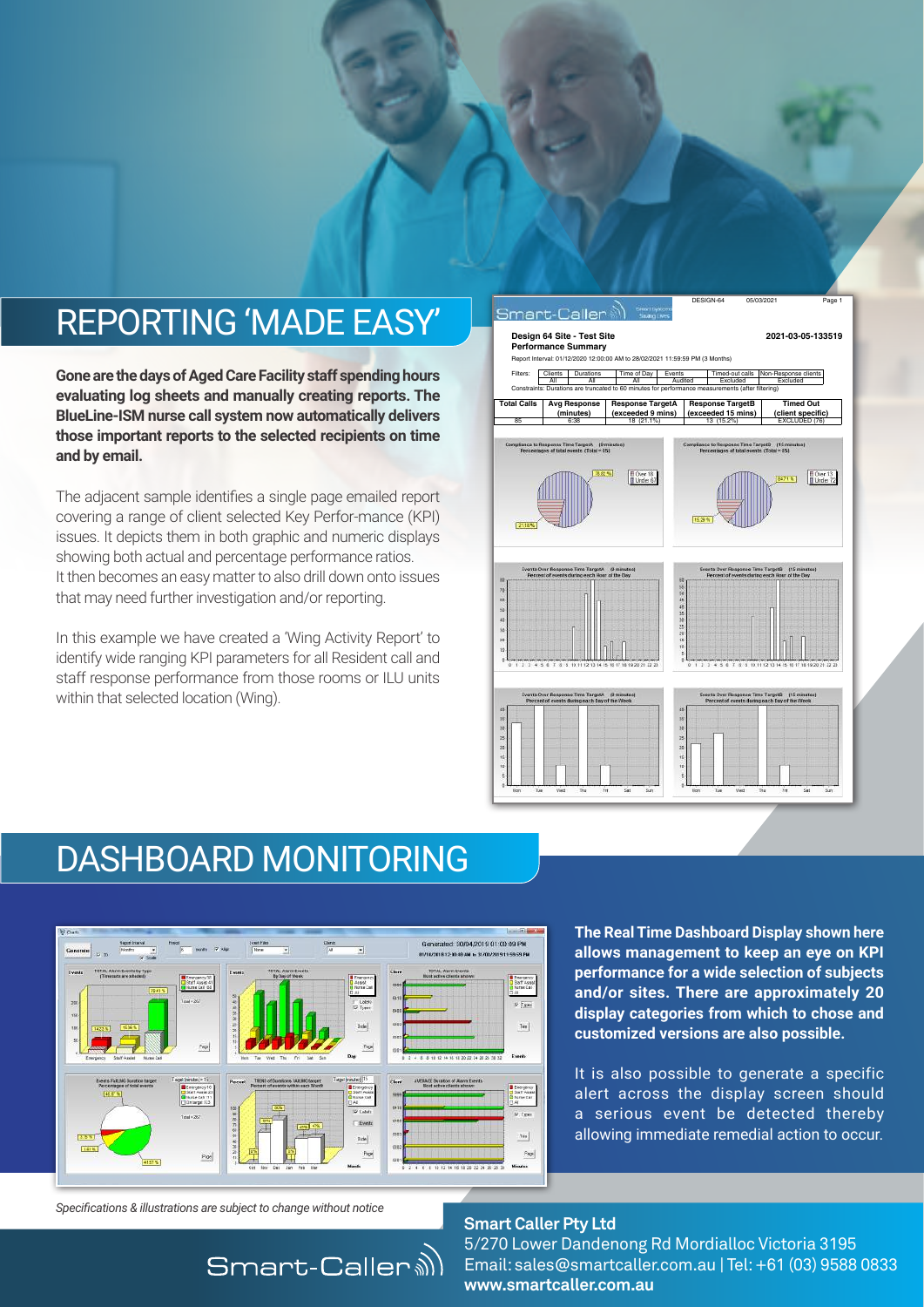# REPORTING 'MADE EASY'

**Gone are the days of Aged Care Facility staff spending hours evaluating log sheets and manually creating reports. The BlueLine-ISM nurse call system now automatically delivers those important reports to the selected recipients on time and by email.**

The adjacent sample identifies a single page emailed report covering a range of client selected Key Perfor-mance (KPI) issues. It depicts them in both graphic and numeric displays showing both actual and percentage performance ratios. It then becomes an easy matter to also drill down onto issues that may need further investigation and/or reporting.

In this example we have created a 'Wing Activity Report' to identify wide ranging KPI parameters for all Resident call and staff response performance from those rooms or ILU units within that selected location (Wing).

# DASHBOARD MONITORING

**The Real Time Dashboard Display shown here allows management to keep an eye on KPI performance for a wide selection of subjects and/or sites. There are approximately 20 display categories from which to chose and customized versions are also possible.**

It is also possible to generate a specific alert across the display screen should a serious event be detected thereby allowing immediate remedial action to occur.

*Specifications & illustrations are subject to change without notice*

**Smart Caller Pty Ltd**
5/270 Lower Dandenong Rd Mordialloc Victoria 3195
Email: sales@smartcaller.com.au | Tel: +61 (03) 9588 0833
**www.smartcaller.com.au**